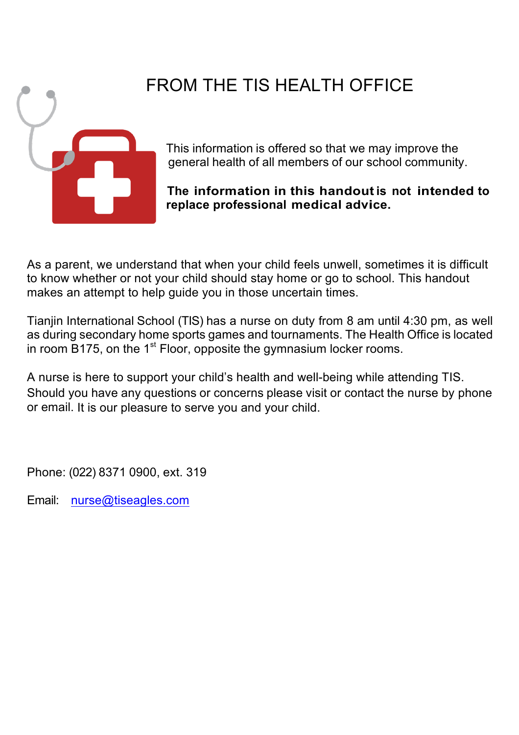# FROM THE TIS HEALTH OFFICE

This information is offered so that we may improve the general health of all members of our school community.

**The information in this handout is not intended to replace professional medical advice.**

As a parent, we understand that when your child feels unwell, sometimes it is difficult to know whether or not your child should stay home or go to school. This handout makes an attempt to help guide you in those uncertain times.

Tianjin International School (TIS) has a nurse on duty from 8 am until 4:30 pm, as well as during secondary home sports games and tournaments. The Health Office is located in room B175, on the 1st Floor, opposite the gymnasium locker rooms.

A nurse is here to support your child's health and well-being while attending TIS. Should you have any questions or concerns please visit or contact the nurse by phone or email. It is our pleasure to serve you and your child.

Phone: (022) 8371 0900, ext. 319

Email: nurse@tiseagles.com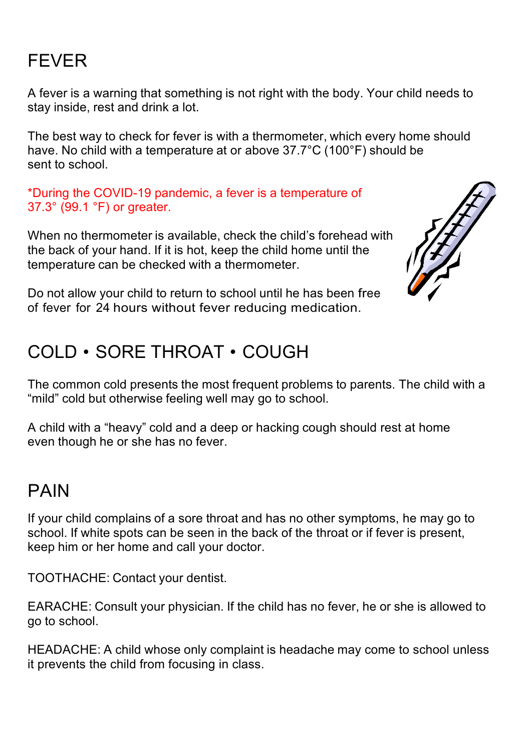## FEVER

A fever is a warning that something is not right with the body. Your child needs to stay inside, rest and drink a lot.

The best way to check for fever is with a thermometer, which every home should have. No child with a temperature at or above 37.7°C (100°F) should be sent to school.

*During the COVID-19 pandemic, a fever is a temperature of 37.3° (99.1 °F) or greater.

When no thermometer is available, check the child's forehead with the back of your hand. If it is hot, keep the child home until the temperature can be checked with a thermometer.

Do not allow your child to return to school until he has been free of fever for 24 hours without fever reducing medication.

## COLD • SORE THROAT • COUGH

The common cold presents the most frequent problems to parents. The child with a "mild" cold but otherwise feeling well may go to school.

A child with a "heavy" cold and a deep or hacking cough should rest at home even though he or she has no fever.

## PAIN

If your child complains of a sore throat and has no other symptoms, he may go to school. If white spots can be seen in the back of the throat or if fever is present, keep him or her home and call your doctor.

TOOTHACHE: Contact your dentist.

EARACHE: Consult your physician. If the child has no fever, he or she is allowed to go to school.

HEADACHE: A child whose only complaint is headache may come to school unless it prevents the child from focusing in class.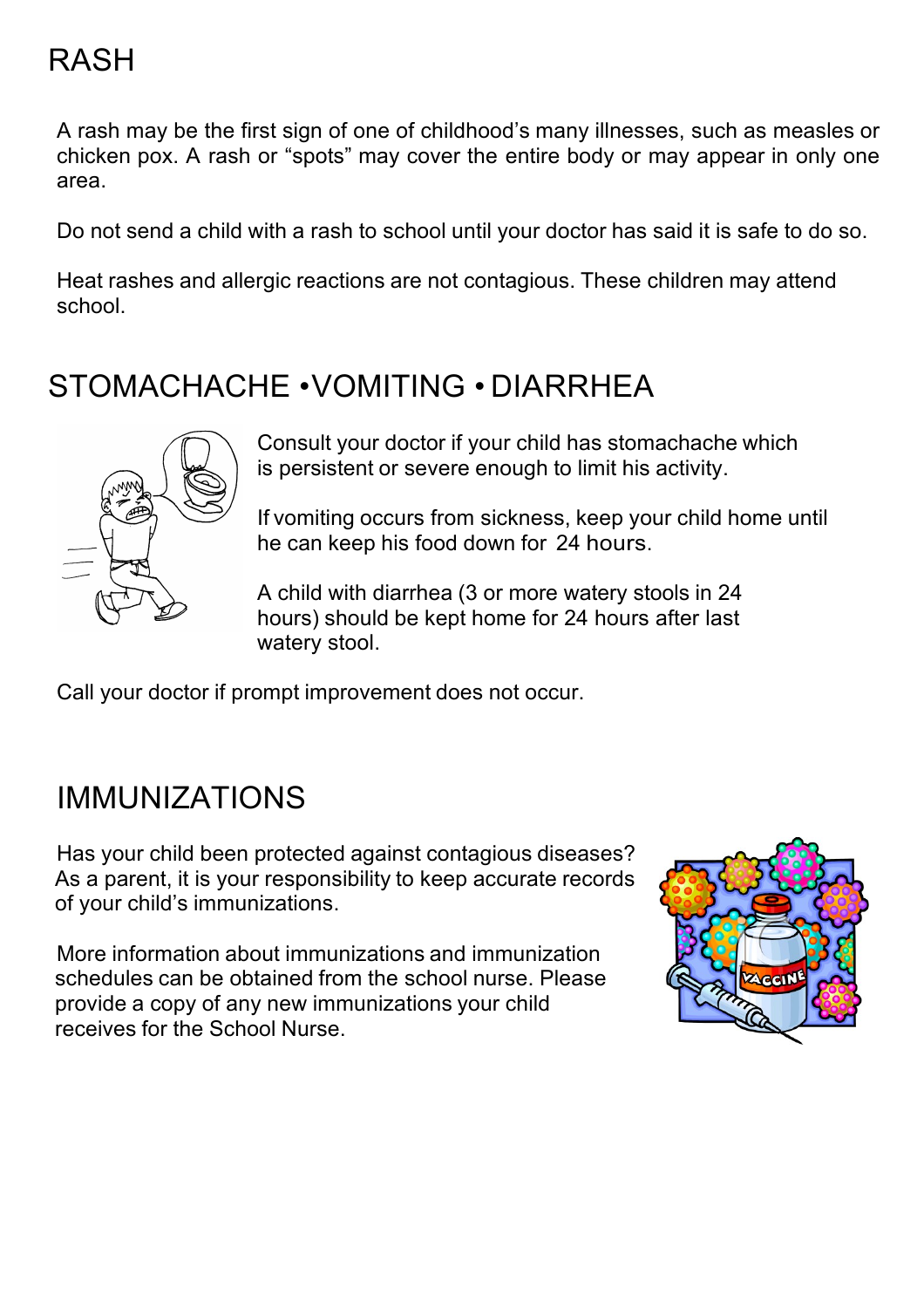## RASH

A rash may be the first sign of one of childhood's many illnesses, such as measles or chicken pox. A rash or "spots" may cover the entire body or may appear in only one area.

Do not send a child with a rash to school until your doctor has said it is safe to do so.

Heat rashes and allergic reactions are not contagious. These children may attend school.

## STOMACHACHE •VOMITING • DIARRHEA

Consult your doctor if your child has stomachache which is persistent or severe enough to limit his activity.

If vomiting occurs from sickness, keep your child home until he can keep his food down for 24 hours.

A child with diarrhea (3 or more watery stools in 24 hours) should be kept home for 24 hours after last watery stool.

Call your doctor if prompt improvement does not occur.

## IMMUNIZATIONS

Has your child been protected against contagious diseases? As a parent, it is your responsibility to keep accurate records of your child's immunizations.

More information about immunizations and immunization schedules can be obtained from the school nurse. Please provide a copy of any new immunizations your child receives for the School Nurse.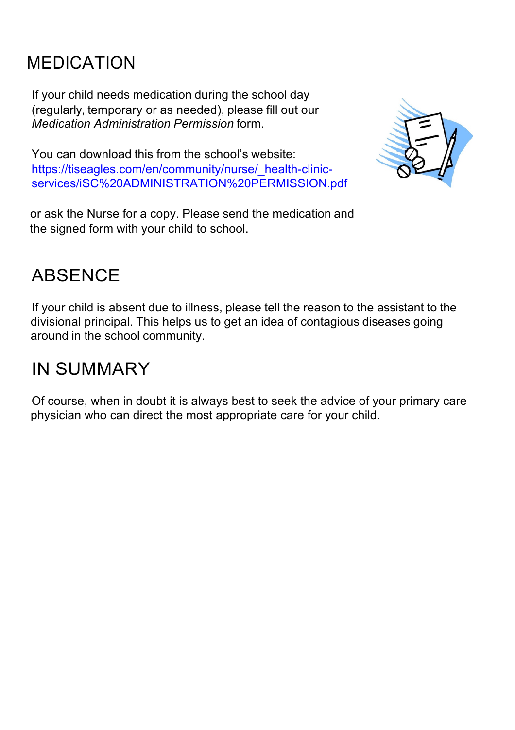## MEDICATION

If your child needs medication during the school day (regularly, temporary or as needed), please fill out our *Medication Administration Permission* form.

You can download this from the school's website:
https://tiseagles.com/en/community/nurse/_health-clinic-services/iSC%20ADMINISTRATION%20PERMISSION.pdf

or ask the Nurse for a copy. Please send the medication and the signed form with your child to school.

## ABSENCE

If your child is absent due to illness, please tell the reason to the assistant to the divisional principal. This helps us to get an idea of contagious diseases going around in the school community.

## IN SUMMARY

Of course, when in doubt it is always best to seek the advice of your primary care physician who can direct the most appropriate care for your child.